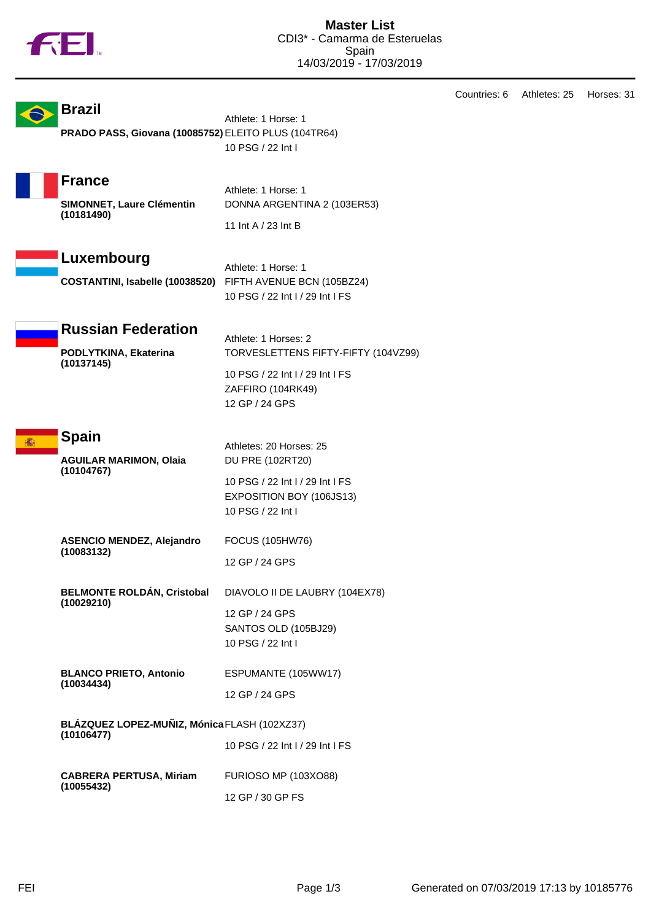# Master List

CDI3* - Camarma de Esteruelas
Spain
14/03/2019 - 17/03/2019

Countries: 6 Athletes: 25 Horses: 31

## Brazil

Athlete: 1 Horse: 1

**PRADO PASS, Giovana (10085752)**
ELEITO PLUS (104TR64)
10 PSG / 22 Int I

## France

Athlete: 1 Horse: 1

**SIMONNET, Laure Clémentin (10181490)**
DONNA ARGENTINA 2 (103ER53)
11 Int A / 23 Int B

## Luxembourg

Athlete: 1 Horse: 1

**COSTANTINI, Isabelle (10038520)**
FIFTH AVENUE BCN (105BZ24)
10 PSG / 22 Int I / 29 Int I FS

## Russian Federation

Athlete: 1 Horses: 2

**PODLYTKINA, Ekaterina (10137145)**
TORVESLETTENS FIFTY-FIFTY (104VZ99)
10 PSG / 22 Int I / 29 Int I FS
ZAFFIRO (104RK49)
12 GP / 24 GPS

## Spain

Athletes: 20 Horses: 25

**AGUILAR MARIMON, Olaia (10104767)**
DU PRE (102RT20)
10 PSG / 22 Int I / 29 Int I FS
EXPOSITION BOY (106JS13)
10 PSG / 22 Int I

**ASENCIO MENDEZ, Alejandro (10083132)**
FOCUS (105HW76)
12 GP / 24 GPS

**BELMONTE ROLDÁN, Cristobal (10029210)**
DIAVOLO II DE LAUBRY (104EX78)
12 GP / 24 GPS
SANTOS OLD (105BJ29)
10 PSG / 22 Int I

**BLANCO PRIETO, Antonio (10034434)**
ESPUMANTE (105WW17)
12 GP / 24 GPS

**BLÁZQUEZ LOPEZ-MUÑIZ, Mónica (10106477)**
FLASH (102XZ37)
10 PSG / 22 Int I / 29 Int I FS

**CABRERA PERTUSA, Miriam (10055432)**
FURIOSO MP (103XO88)
12 GP / 30 GP FS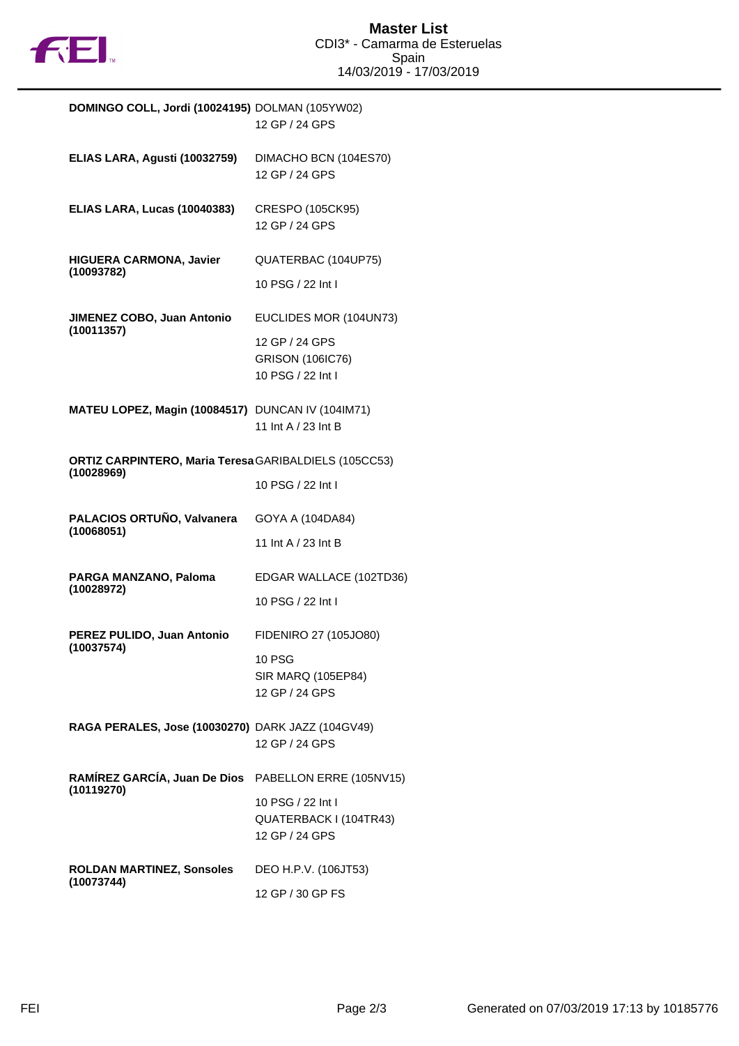| Rider | Horse / Competitions |
|---|---|
| **DOMINGO COLL, Jordi (10024195)** | DOLMAN (105YW02)<br>12 GP / 24 GPS |
| **ELIAS LARA, Agusti (10032759)** | DIMACHO BCN (104ES70)<br>12 GP / 24 GPS |
| **ELIAS LARA, Lucas (10040383)** | CRESPO (105CK95)<br>12 GP / 24 GPS |
| **HIGUERA CARMONA, Javier (10093782)** | QUATERBAC (104UP75)<br>10 PSG / 22 Int I |
| **JIMENEZ COBO, Juan Antonio (10011357)** | EUCLIDES MOR (104UN73)<br>12 GP / 24 GPS<br>GRISON (106IC76)<br>10 PSG / 22 Int I |
| **MATEU LOPEZ, Magin (10084517)** | DUNCAN IV (104IM71)<br>11 Int A / 23 Int B |
| **ORTIZ CARPINTERO, Maria Teresa (10028969)** | GARIBALDIELS (105CC53)<br>10 PSG / 22 Int I |
| **PALACIOS ORTUÑO, Valvanera (10068051)** | GOYA A (104DA84)<br>11 Int A / 23 Int B |
| **PARGA MANZANO, Paloma (10028972)** | EDGAR WALLACE (102TD36)<br>10 PSG / 22 Int I |
| **PEREZ PULIDO, Juan Antonio (10037574)** | FIDENIRO 27 (105JO80)<br>10 PSG<br>SIR MARQ (105EP84)<br>12 GP / 24 GPS |
| **RAGA PERALES, Jose (10030270)** | DARK JAZZ (104GV49)<br>12 GP / 24 GPS |
| **RAMÍREZ GARCÍA, Juan De Dios (10119270)** | PABELLON ERRE (105NV15)<br>10 PSG / 22 Int I<br>QUATERBACK I (104TR43)<br>12 GP / 24 GPS |
| **ROLDAN MARTINEZ, Sonsoles (10073744)** | DEO H.P.V. (106JT53)<br>12 GP / 30 GP FS |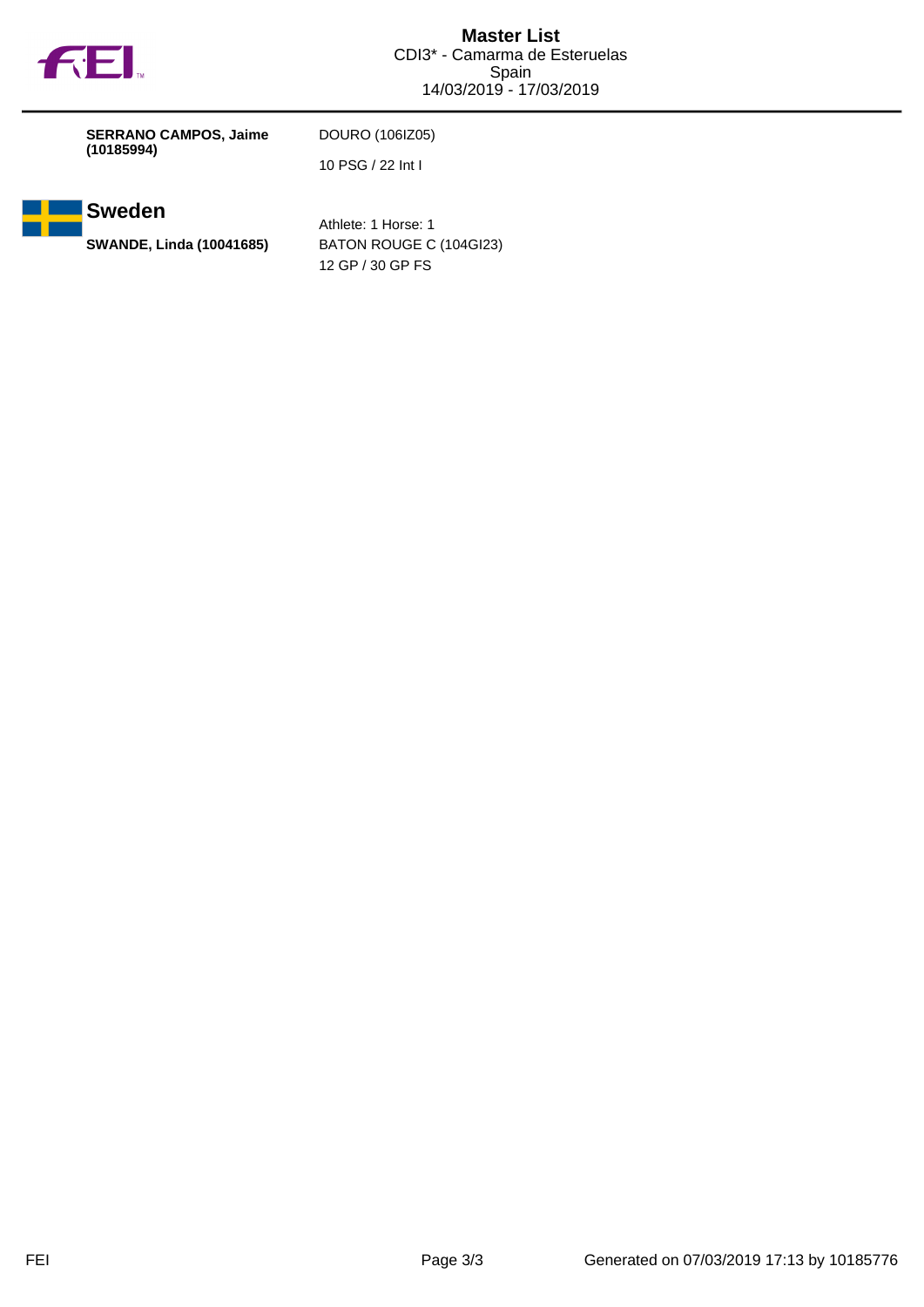**SERRANO CAMPOS, Jaime (10185994)**

DOURO (106IZ05)

10 PSG / 22 Int I

## Sweden

Athlete: 1 Horse: 1

**SWANDE, Linda (10041685)**

BATON ROUGE C (104GI23)

12 GP / 30 GP FS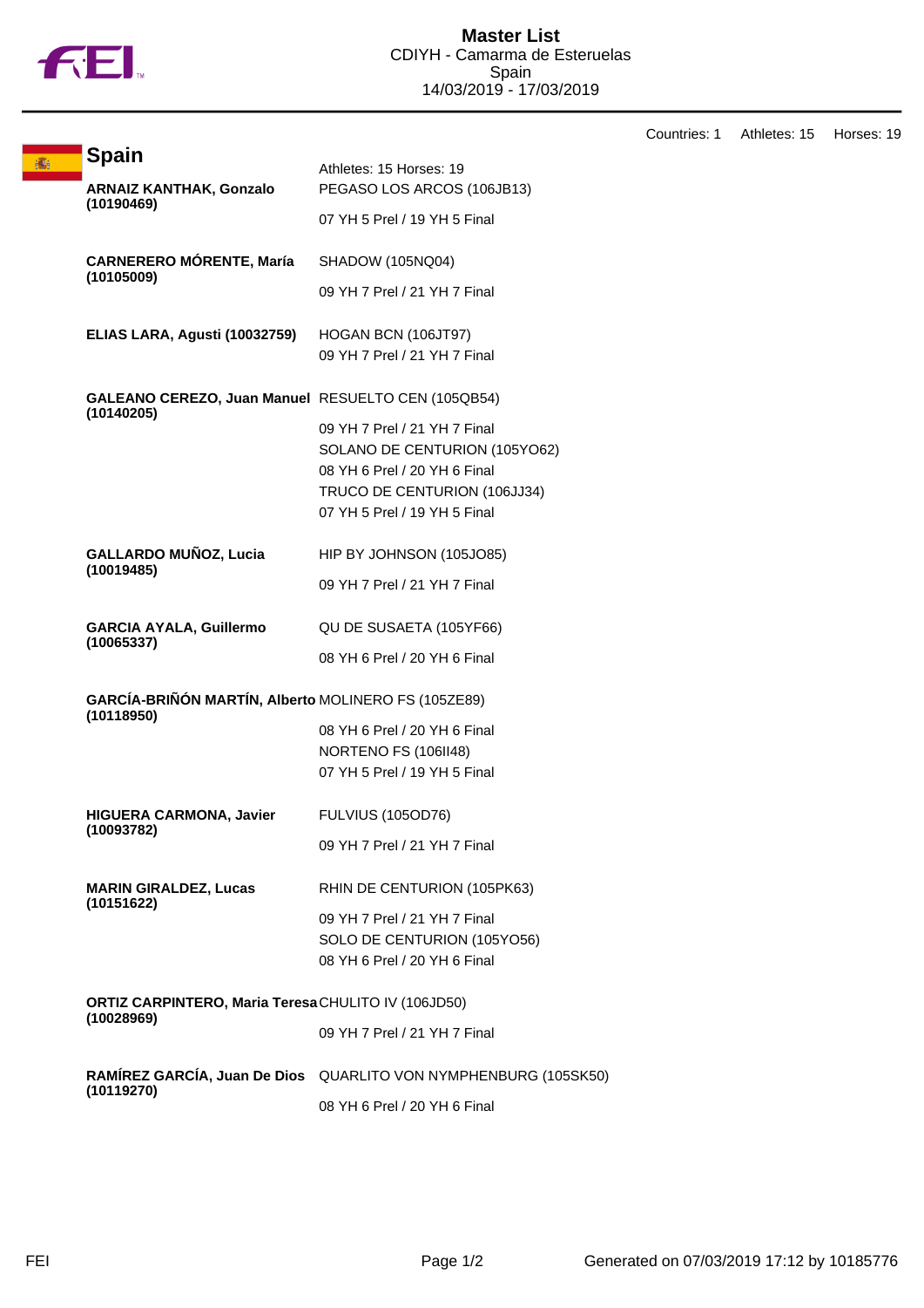# Master List

CDIYH - Camarma de Esteruelas
Spain
14/03/2019 - 17/03/2019

Countries: 1 Athletes: 15 Horses: 19

## Spain

Athletes: 15 Horses: 19

| Athlete | Horse / Competitions |
|---|---|
| **ARNAIZ KANTHAK, Gonzalo (10190469)** | PEGASO LOS ARCOS (106JB13)<br>07 YH 5 Prel / 19 YH 5 Final |
| **CARNERERO MÓRENTE, María (10105009)** | SHADOW (105NQ04)<br>09 YH 7 Prel / 21 YH 7 Final |
| **ELIAS LARA, Agusti (10032759)** | HOGAN BCN (106JT97)<br>09 YH 7 Prel / 21 YH 7 Final |
| **GALEANO CEREZO, Juan Manuel (10140205)** | RESUELTO CEN (105QB54)<br>09 YH 7 Prel / 21 YH 7 Final<br>SOLANO DE CENTURION (105YO62)<br>08 YH 6 Prel / 20 YH 6 Final<br>TRUCO DE CENTURION (106JJ34)<br>07 YH 5 Prel / 19 YH 5 Final |
| **GALLARDO MUÑOZ, Lucia (10019485)** | HIP BY JOHNSON (105JO85)<br>09 YH 7 Prel / 21 YH 7 Final |
| **GARCIA AYALA, Guillermo (10065337)** | QU DE SUSAETA (105YF66)<br>08 YH 6 Prel / 20 YH 6 Final |
| **GARCÍA-BRIÑÓN MARTÍN, Alberto (10118950)** | MOLINERO FS (105ZE89)<br>08 YH 6 Prel / 20 YH 6 Final<br>NORTENO FS (106II48)<br>07 YH 5 Prel / 19 YH 5 Final |
| **HIGUERA CARMONA, Javier (10093782)** | FULVIUS (105OD76)<br>09 YH 7 Prel / 21 YH 7 Final |
| **MARIN GIRALDEZ, Lucas (10151622)** | RHIN DE CENTURION (105PK63)<br>09 YH 7 Prel / 21 YH 7 Final<br>SOLO DE CENTURION (105YO56)<br>08 YH 6 Prel / 20 YH 6 Final |
| **ORTIZ CARPINTERO, Maria Teresa (10028969)** | CHULITO IV (106JD50)<br>09 YH 7 Prel / 21 YH 7 Final |
| **RAMÍREZ GARCÍA, Juan De Dios (10119270)** | QUARLITO VON NYMPHENBURG (105SK50)<br>08 YH 6 Prel / 20 YH 6 Final |

Generated on 07/03/2019 17:12 by 10185776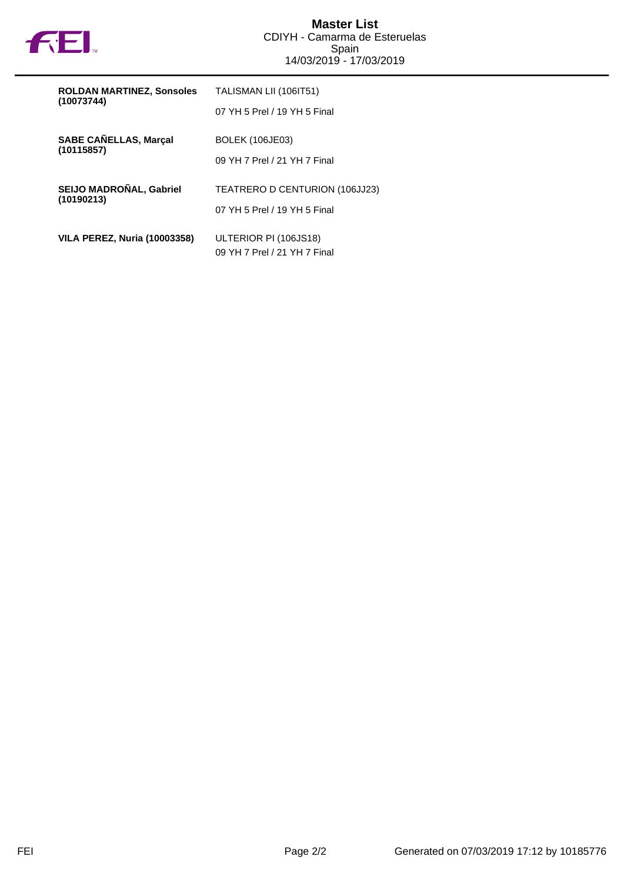**Master List**
CDIYH - Camarma de Esteruelas
Spain
14/03/2019 - 17/03/2019

| | |
|---|---|
| **ROLDAN MARTINEZ, Sonsoles (10073744)** | TALISMAN LII (106IT51)<br>07 YH 5 Prel / 19 YH 5 Final |
| **SABE CAÑELLAS, Marçal (10115857)** | BOLEK (106JE03)<br>09 YH 7 Prel / 21 YH 7 Final |
| **SEIJO MADROÑAL, Gabriel (10190213)** | TEATRERO D CENTURION (106JJ23)<br>07 YH 5 Prel / 19 YH 5 Final |
| **VILA PEREZ, Nuria (10003358)** | ULTERIOR PI (106JS18)<br>09 YH 7 Prel / 21 YH 7 Final |

Generated on 07/03/2019 17:12 by 10185776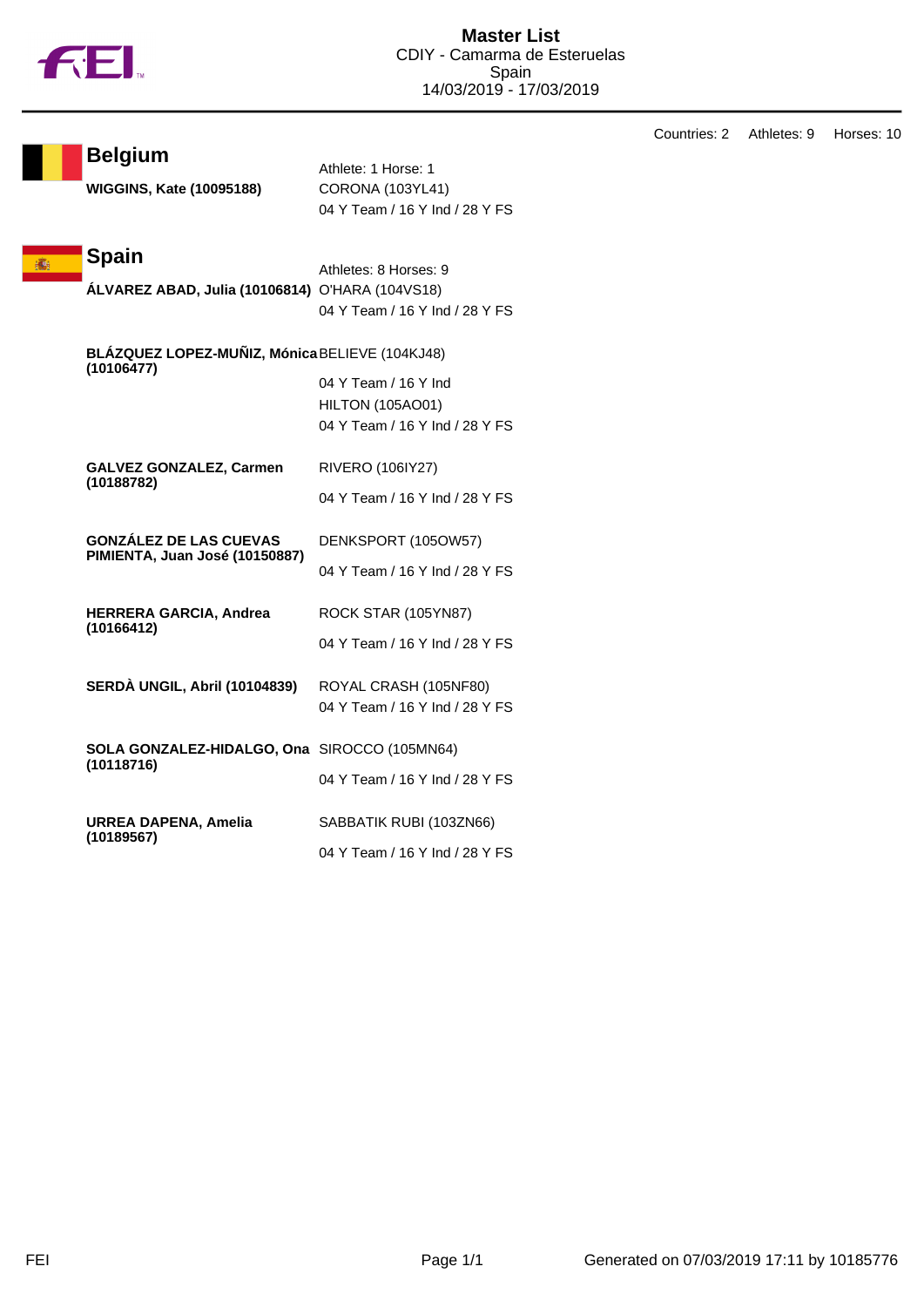# Master List

CDIY - Camarma de Esteruelas
Spain
14/03/2019 - 17/03/2019

Countries: 2 Athletes: 9 Horses: 10

## Belgium

Athlete: 1 Horse: 1

| Athlete | Horse / Competitions |
|---|---|
| **WIGGINS, Kate (10095188)** | CORONA (103YL41)<br>04 Y Team / 16 Y Ind / 28 Y FS |

## Spain

Athletes: 8 Horses: 9

| Athlete | Horse / Competitions |
|---|---|
| **ÁLVAREZ ABAD, Julia (10106814)** | O'HARA (104VS18)<br>04 Y Team / 16 Y Ind / 28 Y FS |
| **BLÁZQUEZ LOPEZ-MUÑIZ, Mónica (10106477)** | BELIEVE (104KJ48)<br>04 Y Team / 16 Y Ind<br>HILTON (105AO01)<br>04 Y Team / 16 Y Ind / 28 Y FS |
| **GALVEZ GONZALEZ, Carmen (10188782)** | RIVERO (106IY27)<br>04 Y Team / 16 Y Ind / 28 Y FS |
| **GONZÁLEZ DE LAS CUEVAS PIMIENTA, Juan José (10150887)** | DENKSPORT (105OW57)<br>04 Y Team / 16 Y Ind / 28 Y FS |
| **HERRERA GARCIA, Andrea (10166412)** | ROCK STAR (105YN87)<br>04 Y Team / 16 Y Ind / 28 Y FS |
| **SERDÀ UNGIL, Abril (10104839)** | ROYAL CRASH (105NF80)<br>04 Y Team / 16 Y Ind / 28 Y FS |
| **SOLA GONZALEZ-HIDALGO, Ona (10118716)** | SIROCCO (105MN64)<br>04 Y Team / 16 Y Ind / 28 Y FS |
| **URREA DAPENA, Amelia (10189567)** | SABBATIK RUBI (103ZN66)<br>04 Y Team / 16 Y Ind / 28 Y FS |

Generated on 07/03/2019 17:11 by 10185776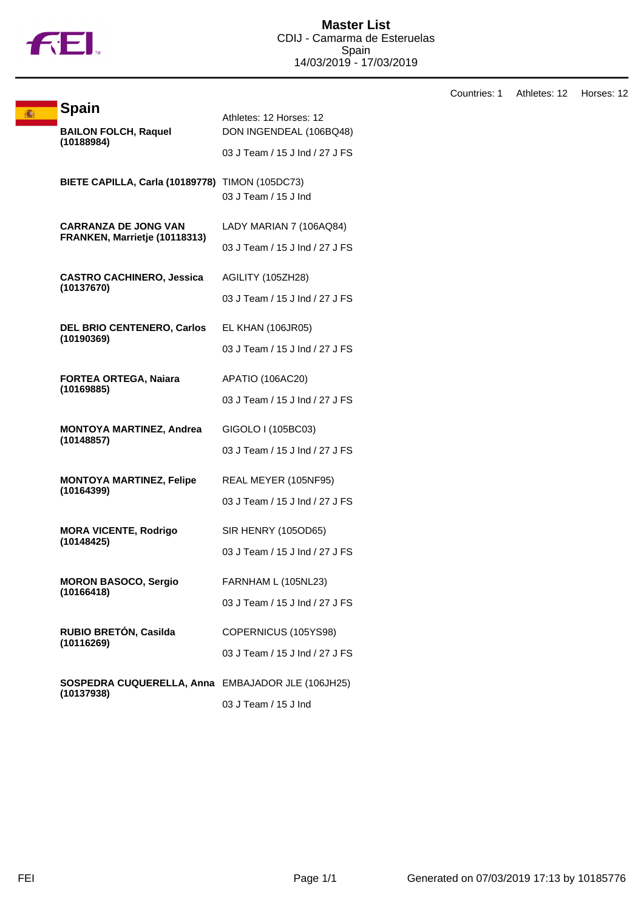# Master List

CDIJ - Camarma de Esteruelas
Spain
14/03/2019 - 17/03/2019

Countries: 1 Athletes: 12 Horses: 12

## Spain

Athletes: 12 Horses: 12

| Athlete | Horse / Competitions |
|---|---|
| **BAILON FOLCH, Raquel (10188984)** | DON INGENDEAL (106BQ48)<br>03 J Team / 15 J Ind / 27 J FS |
| **BIETE CAPILLA, Carla (10189778)** | TIMON (105DC73)<br>03 J Team / 15 J Ind |
| **CARRANZA DE JONG VAN FRANKEN, Marrietje (10118313)** | LADY MARIAN 7 (106AQ84)<br>03 J Team / 15 J Ind / 27 J FS |
| **CASTRO CACHINERO, Jessica (10137670)** | AGILITY (105ZH28)<br>03 J Team / 15 J Ind / 27 J FS |
| **DEL BRIO CENTENERO, Carlos (10190369)** | EL KHAN (106JR05)<br>03 J Team / 15 J Ind / 27 J FS |
| **FORTEA ORTEGA, Naiara (10169885)** | APATIO (106AC20)<br>03 J Team / 15 J Ind / 27 J FS |
| **MONTOYA MARTINEZ, Andrea (10148857)** | GIGOLO I (105BC03)<br>03 J Team / 15 J Ind / 27 J FS |
| **MONTOYA MARTINEZ, Felipe (10164399)** | REAL MEYER (105NF95)<br>03 J Team / 15 J Ind / 27 J FS |
| **MORA VICENTE, Rodrigo (10148425)** | SIR HENRY (105OD65)<br>03 J Team / 15 J Ind / 27 J FS |
| **MORON BASOCO, Sergio (10166418)** | FARNHAM L (105NL23)<br>03 J Team / 15 J Ind / 27 J FS |
| **RUBIO BRETÓN, Casilda (10116269)** | COPERNICUS (105YS98)<br>03 J Team / 15 J Ind / 27 J FS |
| **SOSPEDRA CUQUERELLA, Anna (10137938)** | EMBAJADOR JLE (106JH25)<br>03 J Team / 15 J Ind |

Generated on 07/03/2019 17:13 by 10185776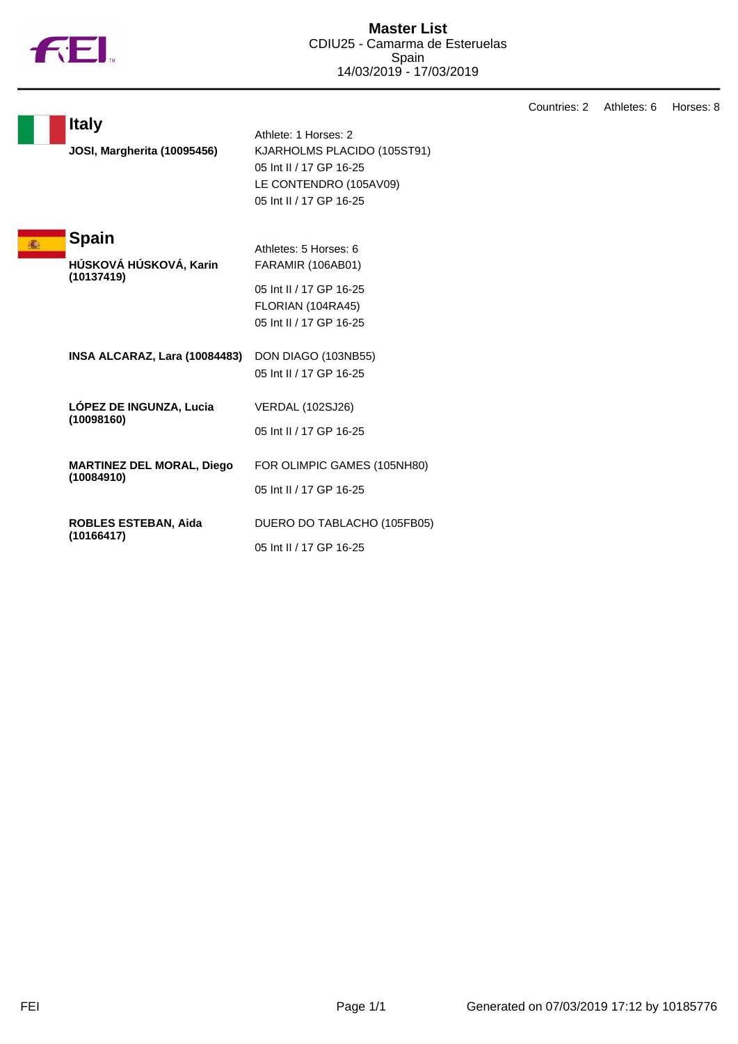# Master List

CDIU25 - Camarma de Esteruelas
Spain
14/03/2019 - 17/03/2019

Countries: 2 Athletes: 6 Horses: 8

## Italy

| Athlete | Horses |
| --- | --- |
| | Athlete: 1 Horses: 2 |
| **JOSI, Margherita (10095456)** | KJARHOLMS PLACIDO (105ST91)<br>05 Int II / 17 GP 16-25<br>LE CONTENDRO (105AV09)<br>05 Int II / 17 GP 16-25 |

## Spain

| Athlete | Horses |
| --- | --- |
| | Athletes: 5 Horses: 6 |
| **HÚSKOVÁ HÚSKOVÁ, Karin (10137419)** | FARAMIR (106AB01)<br>05 Int II / 17 GP 16-25<br>FLORIAN (104RA45)<br>05 Int II / 17 GP 16-25 |
| **INSA ALCARAZ, Lara (10084483)** | DON DIAGO (103NB55)<br>05 Int II / 17 GP 16-25 |
| **LÓPEZ DE INGUNZA, Lucia (10098160)** | VERDAL (102SJ26)<br>05 Int II / 17 GP 16-25 |
| **MARTINEZ DEL MORAL, Diego (10084910)** | FOR OLIMPIC GAMES (105NH80)<br>05 Int II / 17 GP 16-25 |
| **ROBLES ESTEBAN, Aida (10166417)** | DUERO DO TABLACHO (105FB05)<br>05 Int II / 17 GP 16-25 |

Generated on 07/03/2019 17:12 by 10185776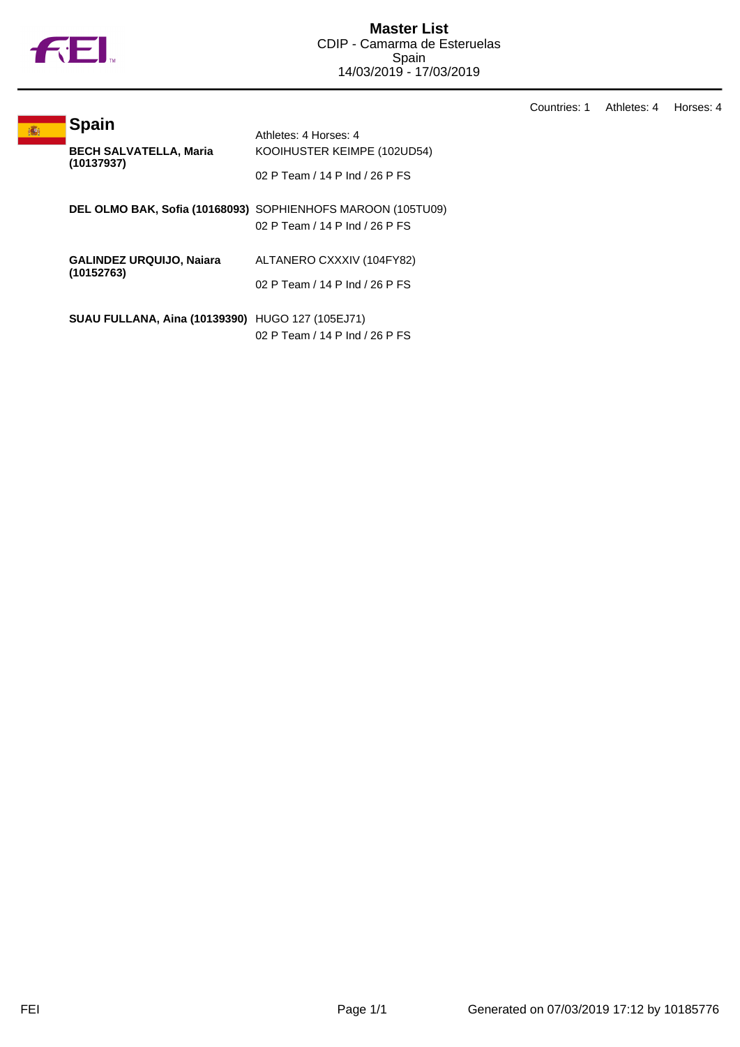# Master List

CDIP - Camarma de Esteruelas
Spain
14/03/2019 - 17/03/2019

Countries: 1 Athletes: 4 Horses: 4

## Spain

Athletes: 4 Horses: 4

| Athlete | Horse / Classes |
|---|---|
| **BECH SALVATELLA, Maria (10137937)** | KOOIHUSTER KEIMPE (102UD54)<br>02 P Team / 14 P Ind / 26 P FS |
| **DEL OLMO BAK, Sofia (10168093)** | SOPHIENHOFS MAROON (105TU09)<br>02 P Team / 14 P Ind / 26 P FS |
| **GALINDEZ URQUIJO, Naiara (10152763)** | ALTANERO CXXXIV (104FY82)<br>02 P Team / 14 P Ind / 26 P FS |
| **SUAU FULLANA, Aina (10139390)** | HUGO 127 (105EJ71)<br>02 P Team / 14 P Ind / 26 P FS |

Generated on 07/03/2019 17:12 by 10185776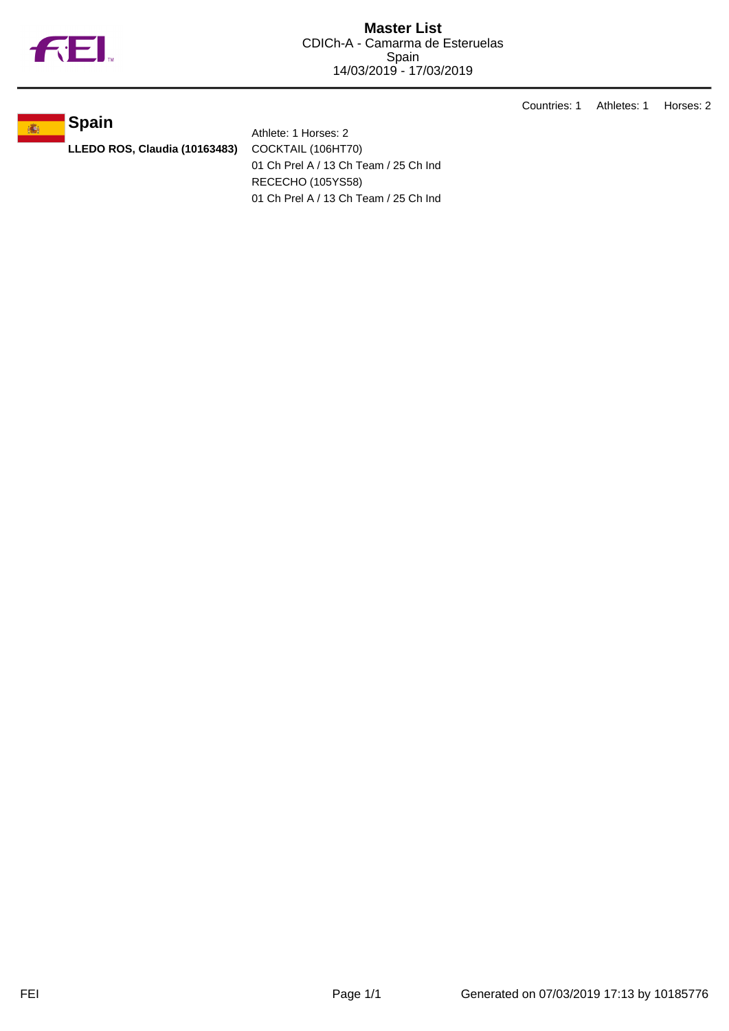# Master List

CDICh-A - Camarma de Esteruelas
Spain
14/03/2019 - 17/03/2019

Countries: 1 Athletes: 1 Horses: 2

## Spain

Athlete: 1 Horses: 2

**LLEDO ROS, Claudia (10163483)**

COCKTAIL (106HT70)
01 Ch Prel A / 13 Ch Team / 25 Ch Ind

RECECHO (105YS58)
01 Ch Prel A / 13 Ch Team / 25 Ch Ind

Generated on 07/03/2019 17:13 by 10185776